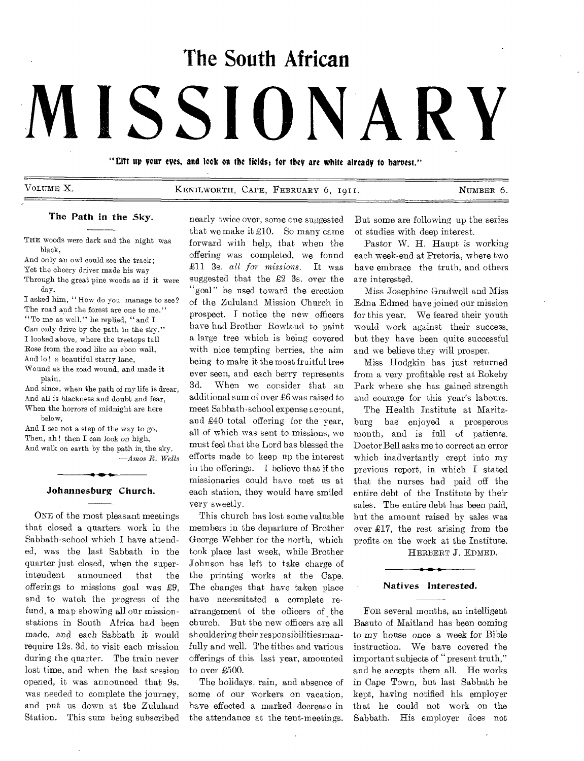# The South African

# MISSIONARY

**"Lift up your eyes, and look on the fields; for they are white already to harvest."**

VOLUME X. KENILWORTH, CAPE, FEBRUARY 6, 1911. NUMBER 6.

## The Path in the Sky.

THE woods were dark and the night was black,
And only an owl could see the track;
Yet the cheery driver made his way
Through the great pine woods as if it were day.
I asked him, "How do you manage to see?
The road and the forest are one to me."
"To me as well," he replied, "and I
Can only drive by the path in the sky."
I looked above, where the treetops tall
Rose from the road like an ebon wall,
And lo! a beautiful starry lane,
Wound as the road wound, and made it plain.
And since, when the path of my life is drear,
And all is blackness and doubt and fear,
When the horrors of midnight are here below,
And I see not a step of the way to go,
Then, ah! then I can look on high,
And walk on earth by the path in the sky.

—*Amos R. Wells*

## Johannesburg Church.

ONE of the most pleasant meetings that closed a quarters work in the Sabbath-school which I have attended, was the last Sabbath in the quarter just closed, when the superintendent announced that the offerings to missions goal was £9, and to watch the progress of the fund, a map showing all our mission-stations in South Africa had been made, and each Sabbath it would require 12s. 3d. to visit each mission during the quarter. The train never lost time, and when the last session opened, it was announced that 9s. was needed to complete the journey, and put us down at the Zululand Station. This sum being subscribed nearly twice over, some one suggested that we make it £10. So many came forward with help, that when the offering was completed, we found £11 3s. *all for missions.* It was suggested that the £2 3s. over the "goal" be used toward the erection of the Zululand Mission Church in prospect. I notice the new officers have had Brother Rowland to paint a large tree which is being covered with nice tempting berries, the aim being to make it the most fruitful tree ever seen, and each berry represents 3d. When we consider that an additional sum of over £6 was raised to meet Sabbath-school expense account, and £40 total offering for the year, all of which was sent to missions, we must feel that the Lord has blessed the efforts made to keep up the interest in the offerings. I believe that if the missionaries could have met us at each station, they would have smiled very sweetly.

This church has lost some valuable members in the departure of Brother George Webber for the north, which took place last week, while Brother Johnson has left to take charge of the printing works at the Cape. The changes that have taken place have necessitated a complete re-arrangement of the officers of the church. But the new officers are all shouldering their responsibilities manfully and well. The tithes and various offerings of this last year, amounted to over £500.

The holidays, rain, and absence of some of our workers on vacation, have effected a marked decrease in the attendance at the tent-meetings. But some are following up the series of studies with deep interest.

Pastor W. H. Haupt is working each week-end at Pretoria, where two have embrace the truth, and others are interested.

Miss Josephine Gradwell and Miss Edna Edmed have joined our mission for this year. We feared their youth would work against their success, but they have been quite successful and we believe they will prosper.

Miss Hodgkin has just returned from a very profitable rest at Rokeby Park where she has gained strength and courage for this year's labours.

The Health Institute at Maritzburg has enjoyed a prosperous month, and is full of patients. Doctor Bell asks me to correct an error which inadvertantly crept into my previous report, in which I stated that the nurses had paid off the entire debt of the Institute by their sales. The entire debt has been paid, but the amount raised by sales was over £17, the rest arising from the profits on the work at the Institute.

HERBERT J. EDMED.

## Natives Interested.

FOR several months, an intelligent Basuto of Maitland has been coming to my house once a week for Bible instruction. We have covered the important subjects of "present truth," and he accepts them all. He works in Cape Town, but last Sabbath he kept, having notified his employer that he could not work on the Sabbath. His employer does not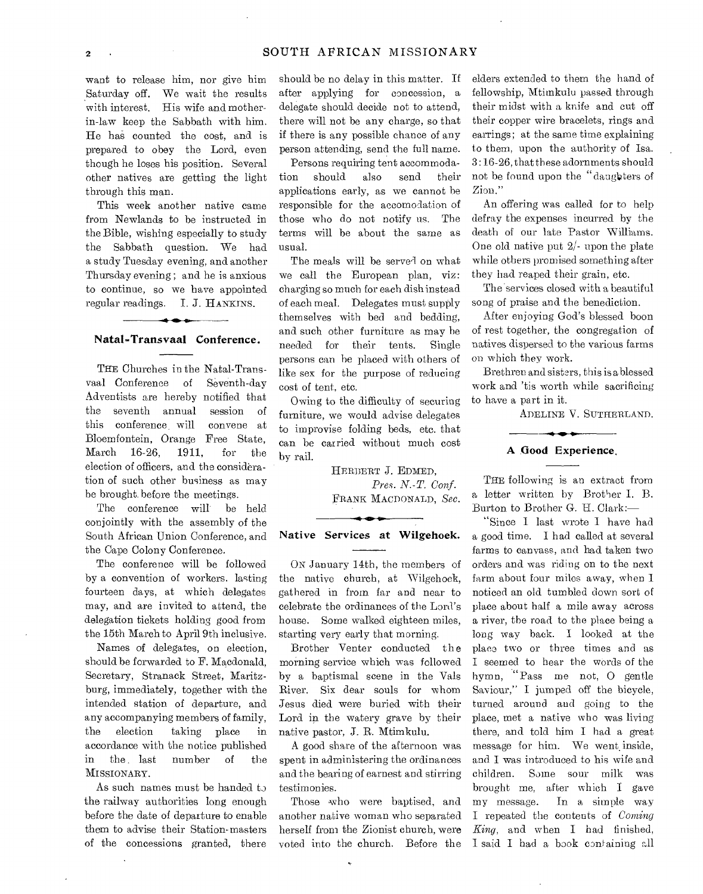want to release him, nor give him Saturday off. We wait the results with interest. His wife and mother-in-law keep the Sabbath with him. He has counted the cost, and is prepared to obey the Lord, even though he loses his position. Several other natives are getting the light through this man.

This week another native came from Newlands to be instructed in the Bible, wishing especially to study the Sabbath question. We had a study Tuesday evening, and another Thursday evening; and he is anxious to continue, so we have appointed regular readings. I. J. HANKINS.

## Natal-Transvaal Conference.

THE Churches in the Natal-Transvaal Conference of Seventh-day Adventists are hereby notified that the seventh annual session of this conference will convene at Bloemfontein, Orange Free State, March 16-26, 1911, for the election of officers, and the consideration of such other business as may be brought before the meetings.

The conference will be held conjointly with the assembly of the South African Union Conference, and the Cape Colony Conference.

The conference will be followed by a convention of workers. lasting fourteen days, at which delegates may, and are invited to attend, the delegation tickets holding good from the 15th March to April 9th inclusive.

Names of delegates, on election, should be forwarded to F. Macdonald, Secretary, Stranack Street, Maritzburg, immediately, together with the intended station of departure, and any accompanying members of family, the election taking place in accordance with the notice published in the last number of the MISSIONARY.

As such names must be handed to the railway authorities long enough before the date of departure to enable them to advise their Station-masters of the concessions granted, there should be no delay in this matter. If after applying for concession, a delegate should decide not to attend, there will not be any charge, so that if there is any possible chance of any person attending, send the full name.

Persons requiring tent accommodation should also send their applications early, as we cannot be responsible for the accomodation of those who do not notify us. The terms will be about the same as usual.

The meals will be served on what we call the European plan, viz: charging so much for each dish instead of each meal. Delegates must supply themselves with bed and bedding, and such other furniture as may be needed for their tents. Single persons can be placed with others of like sex for the purpose of reducing cost of tent, etc.

Owing to the difficulty of securing furniture, we would advise delegates to improvise folding beds, etc. that can be carried without much cost by rail.

HERBERT J. EDMED,
*Pres. N.-T. Conf.*
FRANK MACDONALD, *Sec.*

## Native Services at Wilgehoek.

ON January 14th, the members of the native church, at Wilgehoek, gathered in from far and near to celebrate the ordinances of the Lord's house. Some walked eighteen miles, starting very early that morning.

Brother Venter conducted the morning service which was followed by a baptismal scene in the Vals River. Six dear souls for whom Jesus died were buried with their Lord in the watery grave by their native pastor, J. R. Mtimkulu.

A good share of the afternoon was spent in administering the ordinances and the bearing of earnest and stirring testimonies.

Those who were baptised, and another native woman who separated herself from the Zionist church, were voted into the church. Before the elders extended to them the hand of fellowship, Mtimkulu passed through their midst with a knife and cut off their copper wire bracelets, rings and earrings; at the same time explaining to them, upon the authority of Isa. 3:16-26, that these adornments should not be found upon the "daughters of Zion."

An offering was called for to help defray the expenses incurred by the death of our late Pastor Williams. One old native put 2/- upon the plate while others promised something after they had reaped their grain, etc.

The services closed with a beautiful song of praise and the benediction.

After enjoying God's blessed boon of rest together, the congregation of natives dispersed to the various farms on which they work.

Brethren and sisters, this is a blessed work and 'tis worth while sacrificing to have a part in it.

ADELINE V. SUTHERLAND.

## A Good Experience.

THE following is an extract from a letter written by Brother I. B. Burton to Brother G. H. Clark:—

"Since I last wrote I have had a good time. I had called at several farms to canvass, and had taken two orders and was riding on to the next farm about four miles away, when I noticed an old tumbled down sort of place about half a mile away across a river, the road to the place being a long way back. I looked at the place two or three times and as I seemed to hear the words of the hymn, "Pass me not, O gentle Saviour," I jumped off the bicycle, turned around and going to the place, met a native who was living there, and told him I had a great message for him. We went inside, and I was introduced to his wife and children. Some sour milk was brought me, after which I gave my message. In a simple way I repeated the contents of *Coming King*, and when I had finished, I said I had a book containing all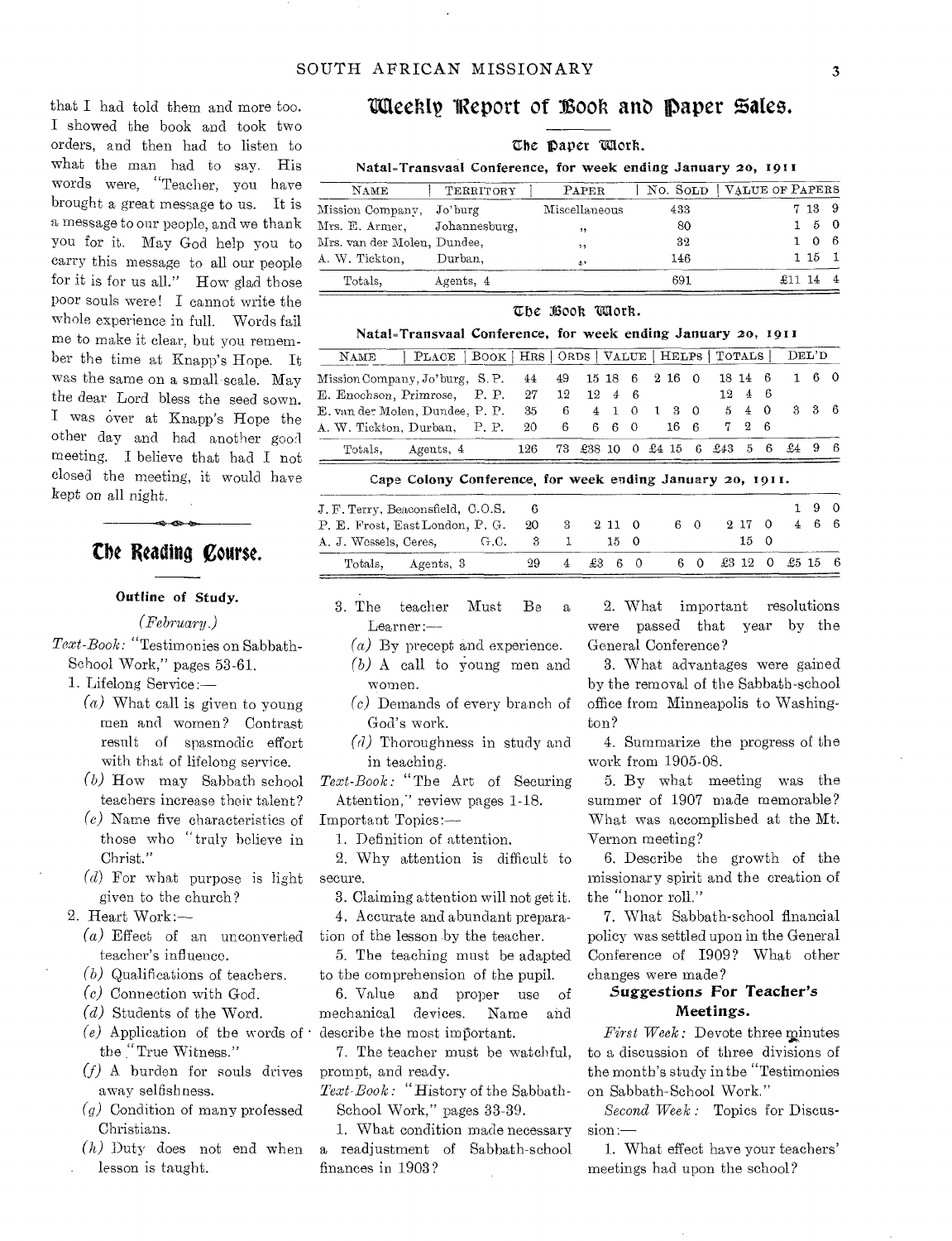that I had told them and more too. I showed the book and took two orders, and then had to listen to what the man had to say. His words were, "Teacher, you have brought a great message to us. It is a message to our people, and we thank you for it. May God help you to carry this message to all our people for it is for us all." How glad those poor souls were! I cannot write the whole experience in full. Words fail me to make it clear, but you remember the time at Knapp's Hope. It was the same on a small scale. May the dear Lord bless the seed sown. I was over at Knapp's Hope the other day and had another good meeting. I believe that had I not closed the meeting, it would have kept on all night.

## The Reading Course.

### Outline of Study.

*(February.)*

*Text-Book:* "Testimonies on Sabbath-School Work," pages 53-61.

1. Lifelong Service:—
   - *(a)* What call is given to young men and women? Contrast result of spasmodic effort with that of lifelong service.
   - *(b)* How may Sabbath school teachers increase their talent?
   - *(c)* Name five characteristics of those who "truly believe in Christ."
   - *(d)* For what purpose is light given to the church?
2. Heart Work:—
   - *(a)* Effect of an unconverted teacher's influence.
   - *(b)* Qualifications of teachers.
   - *(c)* Connection with God.
   - *(d)* Students of the Word.
   - *(e)* Application of the words of the "True Witness."
   - *(f)* A burden for souls drives away selfishness.
   - *(g)* Condition of many professed Christians.
   - *(h)* Duty does not end when lesson is taught.
3. The teacher Must Be a Learner:—
   - *(a)* By precept and experience.
   - *(b)* A call to young men and women.
   - *(c)* Demands of every branch of God's work.
   - *(d)* Thoroughness in study and in teaching.

*Text-Book:* "The Art of Securing Attention," review pages 1-18.

Important Topics:—

1. Definition of attention.
2. Why attention is difficult to secure.
3. Claiming attention will not get it.
4. Accurate and abundant preparation of the lesson by the teacher.
5. The teaching must be adapted to the comprehension of the pupil.
6. Value and proper use of mechanical devices. Name and describe the most important.
7. The teacher must be watchful, prompt, and ready.

*Text-Book:* "History of the Sabbath-School Work," pages 33-39.

1. What condition made necessary a readjustment of Sabbath-school finances in 1903?
2. What important resolutions were passed that year by the General Conference?
3. What advantages were gained by the removal of the Sabbath-school office from Minneapolis to Washington?
4. Summarize the progress of the work from 1905-08.
5. By what meeting was the summer of 1907 made memorable? What was accomplished at the Mt. Vernon meeting?
6. Describe the growth of the missionary spirit and the creation of the "honor roll."
7. What Sabbath-school financial policy was settled upon in the General Conference of 1909? What other changes were made?

### Suggestions For Teacher's Meetings.

*First Week:* Devote three minutes to a discussion of three divisions of the month's study in the "Testimonies on Sabbath-School Work."

*Second Week:* Topics for Discussion:—

1. What effect have your teachers' meetings had upon the school?

## Weekly Report of Book and Paper Sales.

### The Paper Work.

**Natal-Transvaal Conference, for week ending January 20, 1911**

| NAME | TERRITORY | PAPER | NO. SOLD | VALUE OF PAPERS |
|---|---|---|---|---|
| Mission Company, | Jo'burg | Miscellaneous | 433 | 7 13 9 |
| Mrs. E. Armer, | Johannesburg, | " | 80 | 1 5 0 |
| Mrs. van der Molen, | Dundee, | " | 32 | 1 0 6 |
| A. W. Tickton, | Durban, | " | 146 | 1 15 1 |
| Totals, | Agents, 4 | | 691 | £11 14 4 |

### The Book Work.

**Natal-Transvaal Conference, for week ending January 20, 1911**

| NAME | PLACE | BOOK | HRS | ORDS | VALUE | HELPS | TOTALS | DEL'D |
|---|---|---|---|---|---|---|---|---|
| Mission Company, | Jo'burg, | S. P. | 44 | 49 | 15 18 6 | 2 16 0 | 18 14 6 | 1 6 0 |
| E. Enochson, | Primrose, | P. P. | 27 | 12 | 12 4 6 | | 12 4 6 | |
| E. van der Molen, | Dundee, | P. P. | 35 | 6 | 4 1 0 | 1 3 0 | 5 4 0 | 3 3 6 |
| A. W. Tickton, | Durban, | P. P. | 20 | 6 | 6 6 0 | 16 6 | 7 2 6 | |
| Totals, | Agents, 4 | | 126 | 73 | £38 10 0 | £4 15 6 | £43 5 6 | £4 9 6 |

**Cape Colony Conference, for week ending January 20, 1911.**

| NAME | PLACE | BOOK | HRS | ORDS | VALUE | HELPS | TOTALS | DEL'D |
|---|---|---|---|---|---|---|---|---|
| J. F. Terry, | Beaconsfield, | C.O.S. | 6 | | | | | 1 9 0 |
| P. E. Frost, | East London, | P. G. | 20 | 3 | 2 11 0 | 6 0 | 2 17 0 | 4 6 6 |
| A. J. Wessels, | Ceres, | G.C. | 3 | 1 | 15 0 | | 15 0 | |
| Totals, | Agents, 3 | | 29 | 4 | £3 6 0 | 6 0 | £3 12 0 | £5 15 6 |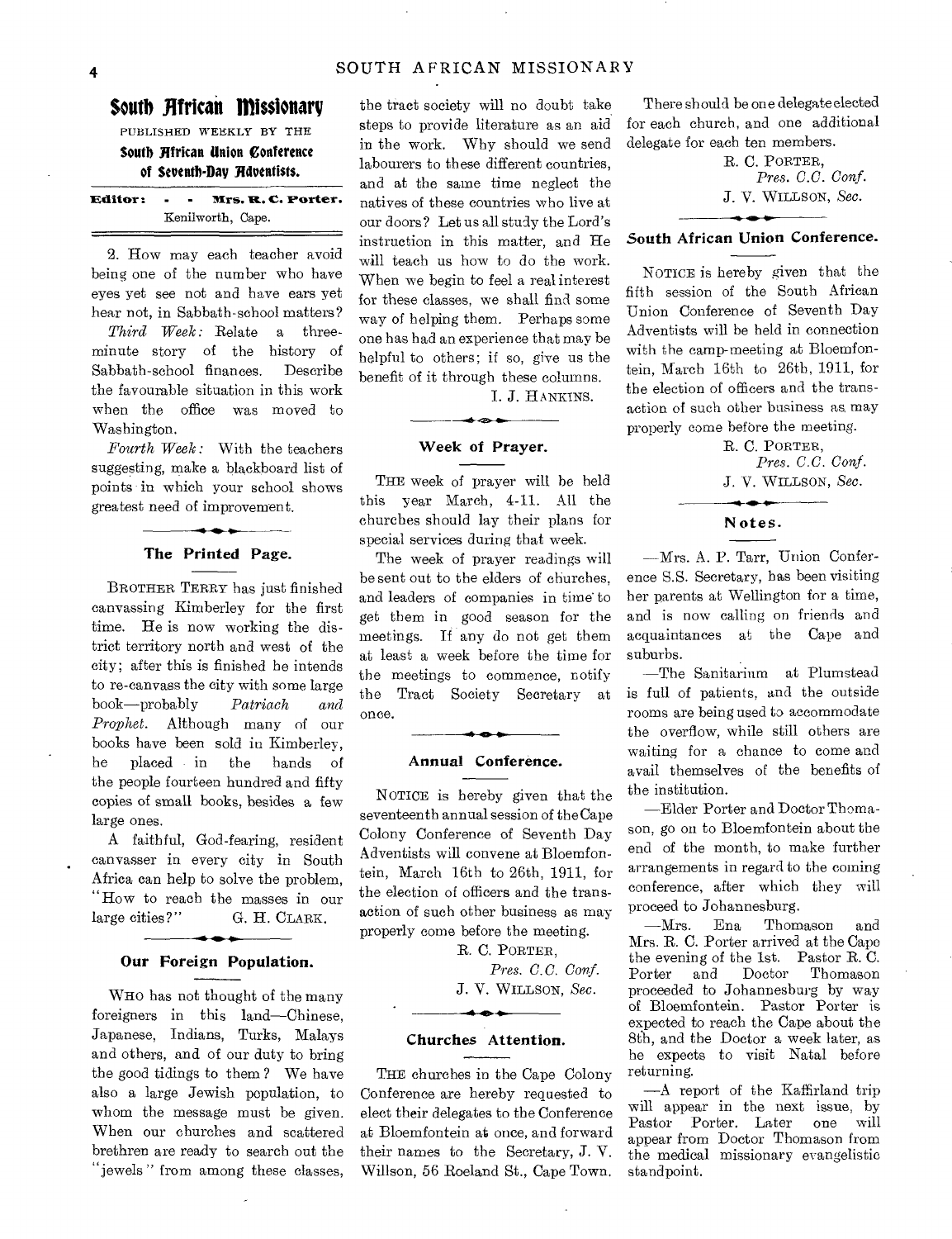## South African Missionary

PUBLISHED WEEKLY BY THE

**South African Union Conference of Seventh-Day Adventists.**

**Editor: - - Mrs. R. C. Porter.**
Kenilworth, Cape.

2. How may each teacher avoid being one of the number who have eyes yet see not and have ears yet hear not, in Sabbath-school matters?

*Third Week:* Relate a three-minute story of the history of Sabbath-school finances. Describe the favourable situation in this work when the office was moved to Washington.

*Fourth Week:* With the teachers suggesting, make a blackboard list of points in which your school shows greatest need of improvement.

### The Printed Page.

BROTHER TERRY has just finished canvassing Kimberley for the first time. He is now working the district territory north and west of the city; after this is finished he intends to re-canvass the city with some large book—probably *Patriach and Prophet*. Although many of our books have been sold in Kimberley, he placed in the hands of the people fourteen hundred and fifty copies of small books, besides a few large ones.

A faithful, God-fearing, resident canvasser in every city in South Africa can help to solve the problem, "How to reach the masses in our large cities?" G. H. CLARK.

### Our Foreign Population.

WHO has not thought of the many foreigners in this land—Chinese, Japanese, Indians, Turks, Malays and others, and of our duty to bring the good tidings to them? We have also a large Jewish population, to whom the message must be given. When our churches and scattered brethren are ready to search out the "jewels" from among these classes, the tract society will no doubt take steps to provide literature as an aid in the work. Why should we send labourers to these different countries, and at the same time neglect the natives of these countries who live at our doors? Let us all study the Lord's instruction in this matter, and He will teach us how to do the work. When we begin to feel a real interest for these classes, we shall find some way of helping them. Perhaps some one has had an experience that may be helpful to others; if so, give us the benefit of it through these columns.

I. J. HANKINS.

### Week of Prayer.

THE week of prayer will be held this year March, 4-11. All the churches should lay their plans for special services during that week.

The week of prayer readings will be sent out to the elders of churches, and leaders of companies in time to get them in good season for the meetings. If any do not get them at least a week before the time for the meetings to commence, notify the Tract Society Secretary at once.

### Annual Conference.

NOTICE is hereby given that the seventeenth annual session of the Cape Colony Conference of Seventh Day Adventists will convene at Bloemfontein, March 16th to 26th, 1911, for the election of officers and the transaction of such other business as may properly come before the meeting.

R. C. PORTER,
*Pres. C.C. Conf.*
J. V. WILLSON, *Sec.*

### Churches Attention.

THE churches in the Cape Colony Conference are hereby requested to elect their delegates to the Conference at Bloemfontein at once, and forward their names to the Secretary, J. V. Willson, 56 Roeland St., Cape Town.

There should be one delegate elected for each church, and one additional delegate for each ten members.

R. C. PORTER,
*Pres. C.C. Conf.*
J. V. WILLSON, *Sec.*

### South African Union Conference.

NOTICE is hereby given that the fifth session of the South African Union Conference of Seventh Day Adventists will be held in connection with the camp-meeting at Bloemfontein, March 16th to 26th, 1911, for the election of officers and the transaction of such other business as may properly come before the meeting.

R. C. PORTER,
*Pres. C.C. Conf.*
J. V. WILLSON, *Sec.*

### Notes.

—Mrs. A. P. Tarr, Union Conference S.S. Secretary, has been visiting her parents at Wellington for a time, and is now calling on friends and acquaintances at the Cape and suburbs.

—The Sanitarium at Plumstead is full of patients, and the outside rooms are being used to accommodate the overflow, while still others are waiting for a chance to come and avail themselves of the benefits of the institution.

—Elder Porter and Doctor Thomason, go on to Bloemfontein about the end of the month, to make further arrangements in regard to the coming conference, after which they will proceed to Johannesburg.

—Mrs. Ena Thomason and Mrs. R. C. Porter arrived at the Cape the evening of the 1st. Pastor R. C. Porter and Doctor Thomason proceeded to Johannesburg by way of Bloemfontein. Pastor Porter is expected to reach the Cape about the 8th, and the Doctor a week later, as he expects to visit Natal before returning.

—A report of the Kaffirland trip will appear in the next issue, by Pastor Porter. Later one will appear from Doctor Thomason from the medical missionary evangelistic standpoint.